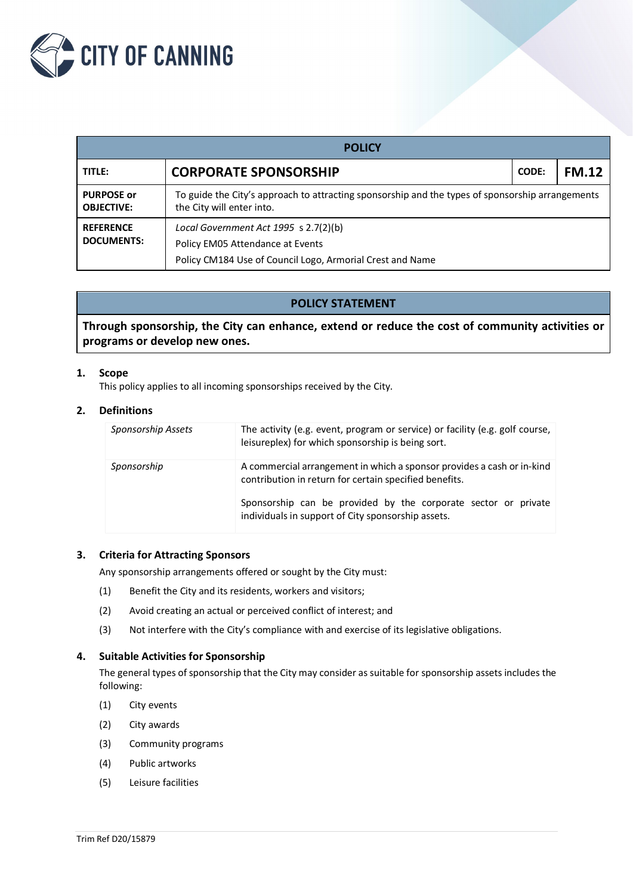CITY OF CANNING

| POLICY | | | |
|---|---|---|---|
| **TITLE:** | **CORPORATE SPONSORSHIP** | **CODE:** | **FM.12** |
| **PURPOSE or OBJECTIVE:** | To guide the City's approach to attracting sponsorship and the types of sponsorship arrangements the City will enter into. | | |
| **REFERENCE DOCUMENTS:** | *Local Government Act 1995* s 2.7(2)(b)<br>Policy EM05 Attendance at Events<br>Policy CM184 Use of Council Logo, Armorial Crest and Name | | |

| POLICY STATEMENT |
|---|
| **Through sponsorship, the City can enhance, extend or reduce the cost of community activities or programs or develop new ones.** |

## 1. Scope

This policy applies to all incoming sponsorships received by the City.

## 2. Definitions

| | |
|---|---|
| *Sponsorship Assets* | The activity (e.g. event, program or service) or facility (e.g. golf course, leisureplex) for which sponsorship is being sort. |
| *Sponsorship* | A commercial arrangement in which a sponsor provides a cash or in-kind contribution in return for certain specified benefits.<br><br>Sponsorship can be provided by the corporate sector or private individuals in support of City sponsorship assets. |

## 3. Criteria for Attracting Sponsors

Any sponsorship arrangements offered or sought by the City must:

(1) Benefit the City and its residents, workers and visitors;

(2) Avoid creating an actual or perceived conflict of interest; and

(3) Not interfere with the City's compliance with and exercise of its legislative obligations.

## 4. Suitable Activities for Sponsorship

The general types of sponsorship that the City may consider as suitable for sponsorship assets includes the following:

(1) City events

(2) City awards

(3) Community programs

(4) Public artworks

(5) Leisure facilities

Trim Ref D20/15879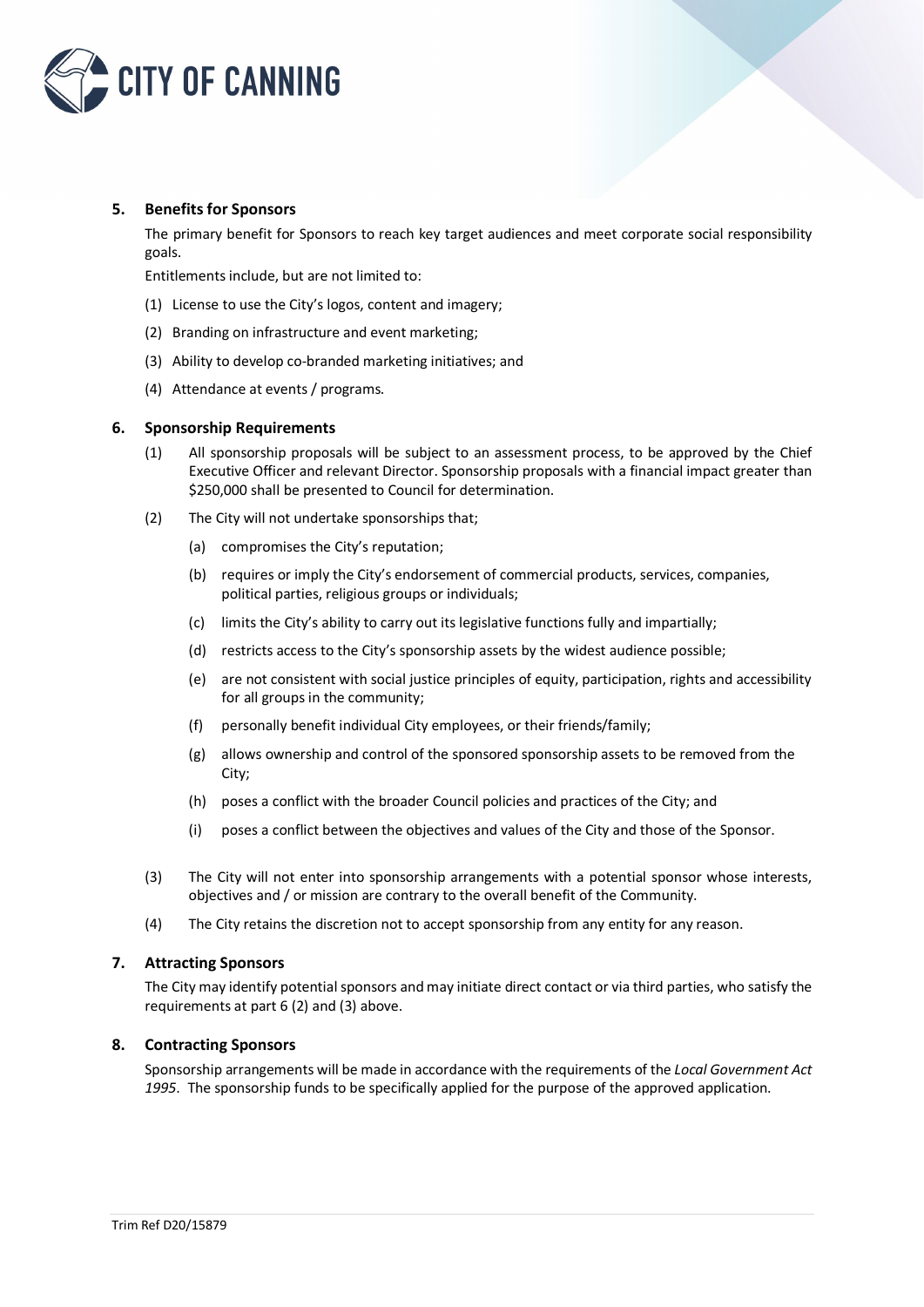## 5. Benefits for Sponsors

The primary benefit for Sponsors to reach key target audiences and meet corporate social responsibility goals.

Entitlements include, but are not limited to:

(1) License to use the City's logos, content and imagery;

(2) Branding on infrastructure and event marketing;

(3) Ability to develop co-branded marketing initiatives; and

(4) Attendance at events / programs.

## 6. Sponsorship Requirements

(1) All sponsorship proposals will be subject to an assessment process, to be approved by the Chief Executive Officer and relevant Director. Sponsorship proposals with a financial impact greater than $250,000 shall be presented to Council for determination.

(2) The City will not undertake sponsorships that;

  (a) compromises the City's reputation;

  (b) requires or imply the City's endorsement of commercial products, services, companies, political parties, religious groups or individuals;

  (c) limits the City's ability to carry out its legislative functions fully and impartially;

  (d) restricts access to the City's sponsorship assets by the widest audience possible;

  (e) are not consistent with social justice principles of equity, participation, rights and accessibility for all groups in the community;

  (f) personally benefit individual City employees, or their friends/family;

  (g) allows ownership and control of the sponsored sponsorship assets to be removed from the City;

  (h) poses a conflict with the broader Council policies and practices of the City; and

  (i) poses a conflict between the objectives and values of the City and those of the Sponsor.

(3) The City will not enter into sponsorship arrangements with a potential sponsor whose interests, objectives and / or mission are contrary to the overall benefit of the Community.

(4) The City retains the discretion not to accept sponsorship from any entity for any reason.

## 7. Attracting Sponsors

The City may identify potential sponsors and may initiate direct contact or via third parties, who satisfy the requirements at part 6 (2) and (3) above.

## 8. Contracting Sponsors

Sponsorship arrangements will be made in accordance with the requirements of the *Local Government Act 1995*. The sponsorship funds to be specifically applied for the purpose of the approved application.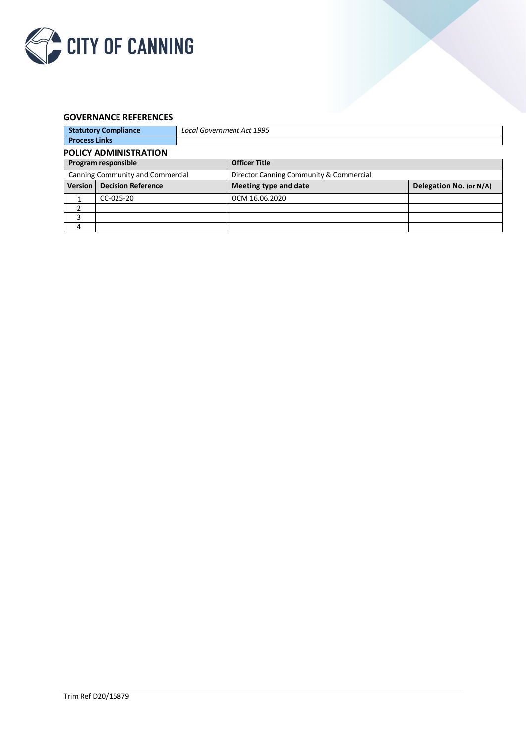## GOVERNANCE REFERENCES

| | |
|---|---|
| **Statutory Compliance** | *Local Government Act 1995* |
| **Process Links** | |

## POLICY ADMINISTRATION

| Program responsible | | Officer Title | |
|---|---|---|---|
| Canning Community and Commercial | | Director Canning Community & Commercial | |
| **Version** | **Decision Reference** | **Meeting type and date** | **Delegation No. (or N/A)** |
| 1 | CC-025-20 | OCM 16.06.2020 | |
| 2 | | | |
| 3 | | | |
| 4 | | | |

Trim Ref D20/15879